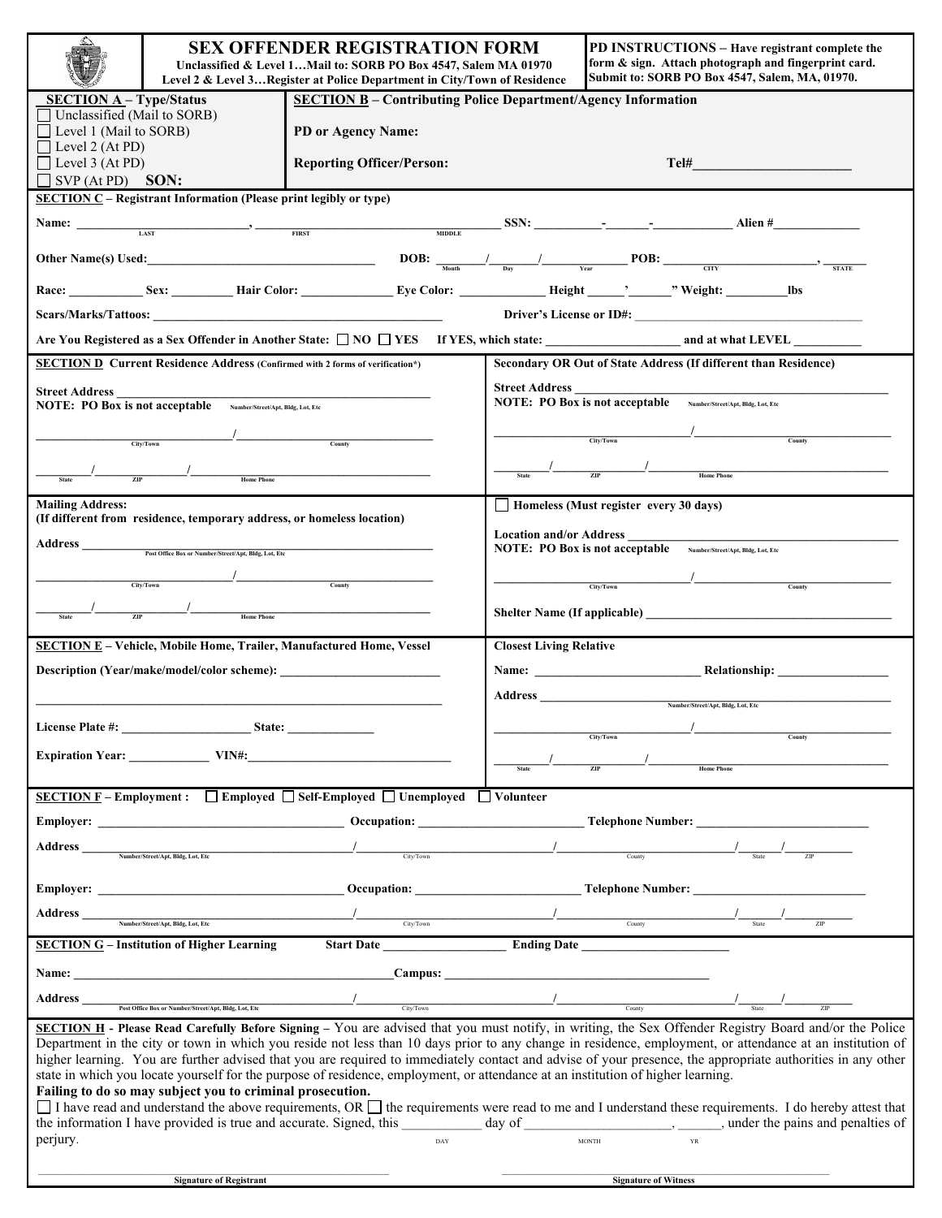# SEX OFFENDER REGISTRATION FORM

**Unclassified & Level 1…Mail to: SORB PO Box 4547, Salem MA 01970**
**Level 2 & Level 3…Register at Police Department in City/Town of Residence**

**PD INSTRUCTIONS – Have registrant complete the form & sign. Attach photograph and fingerprint card. Submit to: SORB PO Box 4547, Salem, MA, 01970.**

**SECTION A – Type/Status**

- ☐ Unclassified (Mail to SORB)
- ☐ Level 1 (Mail to SORB)
- ☐ Level 2 (At PD)
- ☐ Level 3 (At PD)
- ☐ SVP (At PD) **SON:**

**SECTION B – Contributing Police Department/Agency Information**

**PD or Agency Name:**

**Reporting Officer/Person:** **Tel#**______________________

**SECTION C – Registrant Information (Please print legibly or type)**

**Name:** ___________________________, ___________________________________ **SSN:** __________-_______-___________ **Alien #**______________
LAST FIRST MIDDLE

**Other Name(s) Used:**____________________________________ **DOB:** _______/_______/____________ **POB:** _________________________, _______
Month Day Year CITY STATE

**Race:** ___________ **Sex:** _________ **Hair Color:** ______________ **Eye Color:** _____________ **Height** _____'______" **Weight:** _________**lbs**

**Scars/Marks/Tattoos:** _____________________________________________ **Driver's License or ID#:** ____________________________________

**Are You Registered as a Sex Offender in Another State:** ☐ **NO** ☐ **YES** **If YES, which state:** ____________________ **and at what LEVEL** __________

**SECTION D Current Residence Address** (Confirmed with 2 forms of verification*)

**Street Address** _________________________________________________
**NOTE: PO Box is not acceptable** Number/Street/Apt, Bldg, Lot, Etc

______________________________/______________________________
City/Town County

_________/_______________/_____________________________________
State ZIP Home Phone

**Secondary OR Out of State Address (If different than Residence)**

**Street Address** _________________________________________________
**NOTE: PO Box is not acceptable** Number/Street/Apt, Bldg, Lot, Etc

______________________________/______________________________
City/Town County

_________/_______________/_____________________________________
State ZIP Home Phone

**Mailing Address:**
**(If different from residence, temporary address, or homeless location)**

**Address** ________________________________________________________
Post Office Box or Number/Street/Apt, Bldg, Lot, Etc

______________________________/______________________________
City/Town County

_________/_______________/_____________________________________
State ZIP Home Phone

☐ **Homeless (Must register every 30 days)**

**Location and/or Address** _______________________________________
**NOTE: PO Box is not acceptable** Number/Street/Apt, Bldg, Lot, Etc

______________________________/______________________________
City/Town County

**Shelter Name (If applicable)** ______________________________________

**SECTION E – Vehicle, Mobile Home, Trailer, Manufactured Home, Vessel**

**Description (Year/make/model/color scheme):** _________________________

__________________________________________________________________

**License Plate #:** ____________________ **State:** _____________

**Expiration Year:** ____________ **VIN#:**_________________________________

**Closest Living Relative**

**Name:** __________________________ **Relationship:** _________________

**Address** ________________________________________________________
Number/Street/Apt, Bldg, Lot, Etc

______________________________/______________________________
City/Town County

_________/_______________/_____________________________________
State ZIP Home Phone

**SECTION F – Employment :** ☐ **Employed** ☐ **Self-Employed** ☐ **Unemployed** ☐ **Volunteer**

**Employer:** ______________________________________ **Occupation:** _________________________ **Telephone Number:** ___________________________

**Address** ______________________________________/_____________________________/__________________________/______/__________
Number/Street/Apt, Bldg, Lot, Etc City/Town County State ZIP

**Employer:** ______________________________________ **Occupation:** _________________________ **Telephone Number:** ___________________________

**Address** ______________________________________/_____________________________/__________________________/______/__________
Number/Street/Apt, Bldg, Lot, Etc City/Town County State ZIP

**SECTION G – Institution of Higher Learning** **Start Date** ___________________ **Ending Date** ______________________

**Name:** ____________________________________________**Campus:** ___________________________________________

**Address** ______________________________________/_____________________________/__________________________/______/__________
Post Office Box or Number/Street/Apt, Bldg, Lot, Etc City/Town County State ZIP

**SECTION H - Please Read Carefully Before Signing –** You are advised that you must notify, in writing, the Sex Offender Registry Board and/or the Police Department in the city or town in which you reside not less than 10 days prior to any change in residence, employment, or attendance at an institution of higher learning. You are further advised that you are required to immediately contact and advise of your presence, the appropriate authorities in any other state in which you locate yourself for the purpose of residence, employment, or attendance at an institution of higher learning.

**Failing to do so may subject you to criminal prosecution.**

☐ I have read and understand the above requirements, OR ☐ the requirements were read to me and I understand these requirements. I do hereby attest that the information I have provided is true and accurate. Signed, this ___________ day of _____________________, ______, under the pains and penalties of perjury.
DAY MONTH YR

______________________________________ ______________________________________
**Signature of Registrant** **Signature of Witness**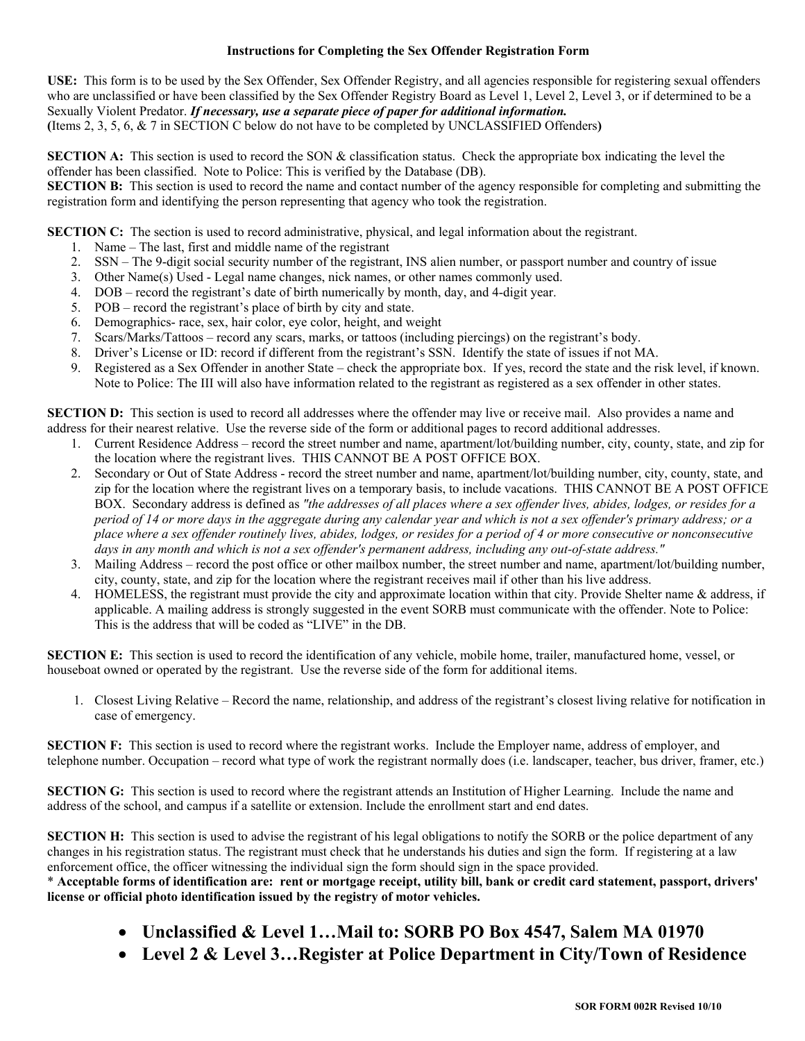**Instructions for Completing the Sex Offender Registration Form**

**USE:** This form is to be used by the Sex Offender, Sex Offender Registry, and all agencies responsible for registering sexual offenders who are unclassified or have been classified by the Sex Offender Registry Board as Level 1, Level 2, Level 3, or if determined to be a Sexually Violent Predator. ***If necessary, use a separate piece of paper for additional information.***
**(**Items 2, 3, 5, 6, & 7 in SECTION C below do not have to be completed by UNCLASSIFIED Offenders**)**

**SECTION A:** This section is used to record the SON & classification status. Check the appropriate box indicating the level the offender has been classified. Note to Police: This is verified by the Database (DB).
**SECTION B:** This section is used to record the name and contact number of the agency responsible for completing and submitting the registration form and identifying the person representing that agency who took the registration.

**SECTION C:** The section is used to record administrative, physical, and legal information about the registrant.

1. Name – The last, first and middle name of the registrant
2. SSN – The 9-digit social security number of the registrant, INS alien number, or passport number and country of issue
3. Other Name(s) Used - Legal name changes, nick names, or other names commonly used.
4. DOB – record the registrant's date of birth numerically by month, day, and 4-digit year.
5. POB – record the registrant's place of birth by city and state.
6. Demographics- race, sex, hair color, eye color, height, and weight
7. Scars/Marks/Tattoos – record any scars, marks, or tattoos (including piercings) on the registrant's body.
8. Driver's License or ID: record if different from the registrant's SSN. Identify the state of issues if not MA.
9. Registered as a Sex Offender in another State – check the appropriate box. If yes, record the state and the risk level, if known. Note to Police: The III will also have information related to the registrant as registered as a sex offender in other states.

**SECTION D:** This section is used to record all addresses where the offender may live or receive mail. Also provides a name and address for their nearest relative. Use the reverse side of the form or additional pages to record additional addresses.

1. Current Residence Address – record the street number and name, apartment/lot/building number, city, county, state, and zip for the location where the registrant lives. THIS CANNOT BE A POST OFFICE BOX.
2. Secondary or Out of State Address - record the street number and name, apartment/lot/building number, city, county, state, and zip for the location where the registrant lives on a temporary basis, to include vacations. THIS CANNOT BE A POST OFFICE BOX. Secondary address is defined as *"the addresses of all places where a sex offender lives, abides, lodges, or resides for a period of 14 or more days in the aggregate during any calendar year and which is not a sex offender's primary address; or a place where a sex offender routinely lives, abides, lodges, or resides for a period of 4 or more consecutive or nonconsecutive days in any month and which is not a sex offender's permanent address, including any out-of-state address."*
3. Mailing Address – record the post office or other mailbox number, the street number and name, apartment/lot/building number, city, county, state, and zip for the location where the registrant receives mail if other than his live address.
4. HOMELESS, the registrant must provide the city and approximate location within that city. Provide Shelter name & address, if applicable. A mailing address is strongly suggested in the event SORB must communicate with the offender. Note to Police: This is the address that will be coded as "LIVE" in the DB.

**SECTION E:** This section is used to record the identification of any vehicle, mobile home, trailer, manufactured home, vessel, or houseboat owned or operated by the registrant. Use the reverse side of the form for additional items.

1. Closest Living Relative – Record the name, relationship, and address of the registrant's closest living relative for notification in case of emergency.

**SECTION F:** This section is used to record where the registrant works. Include the Employer name, address of employer, and telephone number. Occupation – record what type of work the registrant normally does (i.e. landscaper, teacher, bus driver, framer, etc.)

**SECTION G:** This section is used to record where the registrant attends an Institution of Higher Learning. Include the name and address of the school, and campus if a satellite or extension. Include the enrollment start and end dates.

**SECTION H:** This section is used to advise the registrant of his legal obligations to notify the SORB or the police department of any changes in his registration status. The registrant must check that he understands his duties and sign the form. If registering at a law enforcement office, the officer witnessing the individual sign the form should sign in the space provided.
\* **Acceptable forms of identification are: rent or mortgage receipt, utility bill, bank or credit card statement, passport, drivers' license or official photo identification issued by the registry of motor vehicles.**

- **Unclassified & Level 1…Mail to: SORB PO Box 4547, Salem MA 01970**
- **Level 2 & Level 3…Register at Police Department in City/Town of Residence**

**SOR FORM 002R Revised 10/10**